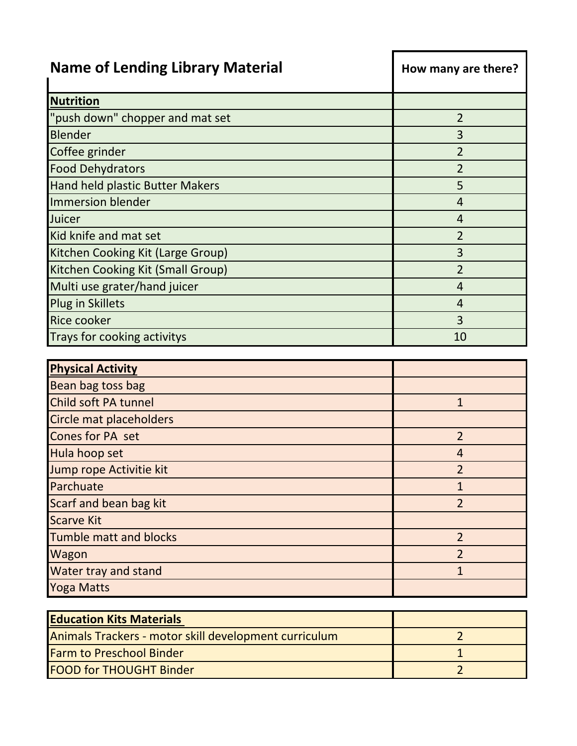| Name of Lending Library Material | How many are there? |
|---|---|
| **Nutrition** | |
| "push down" chopper and mat set | 2 |
| Blender | 3 |
| Coffee grinder | 2 |
| Food Dehydrators | 2 |
| Hand held plastic Butter Makers | 5 |
| Immersion blender | 4 |
| Juicer | 4 |
| Kid knife and mat set | 2 |
| Kitchen Cooking Kit (Large Group) | 3 |
| Kitchen Cooking Kit (Small Group) | 2 |
| Multi use grater/hand juicer | 4 |
| Plug in Skillets | 4 |
| Rice cooker | 3 |
| Trays for cooking activitys | 10 |
| **Physical Activity** | |
| Bean bag toss bag | |
| Child soft PA tunnel | 1 |
| Circle mat placeholders | |
| Cones for PA set | 2 |
| Hula hoop set | 4 |
| Jump rope Activitie kit | 2 |
| Parchuate | 1 |
| Scarf and bean bag kit | 2 |
| Scarve Kit | |
| Tumble matt and blocks | 2 |
| Wagon | 2 |
| Water tray and stand | 1 |
| Yoga Matts | |
| **Education Kits Materials** | |
| Animals Trackers - motor skill development curriculum | 2 |
| Farm to Preschool Binder | 1 |
| FOOD for THOUGHT Binder | 2 |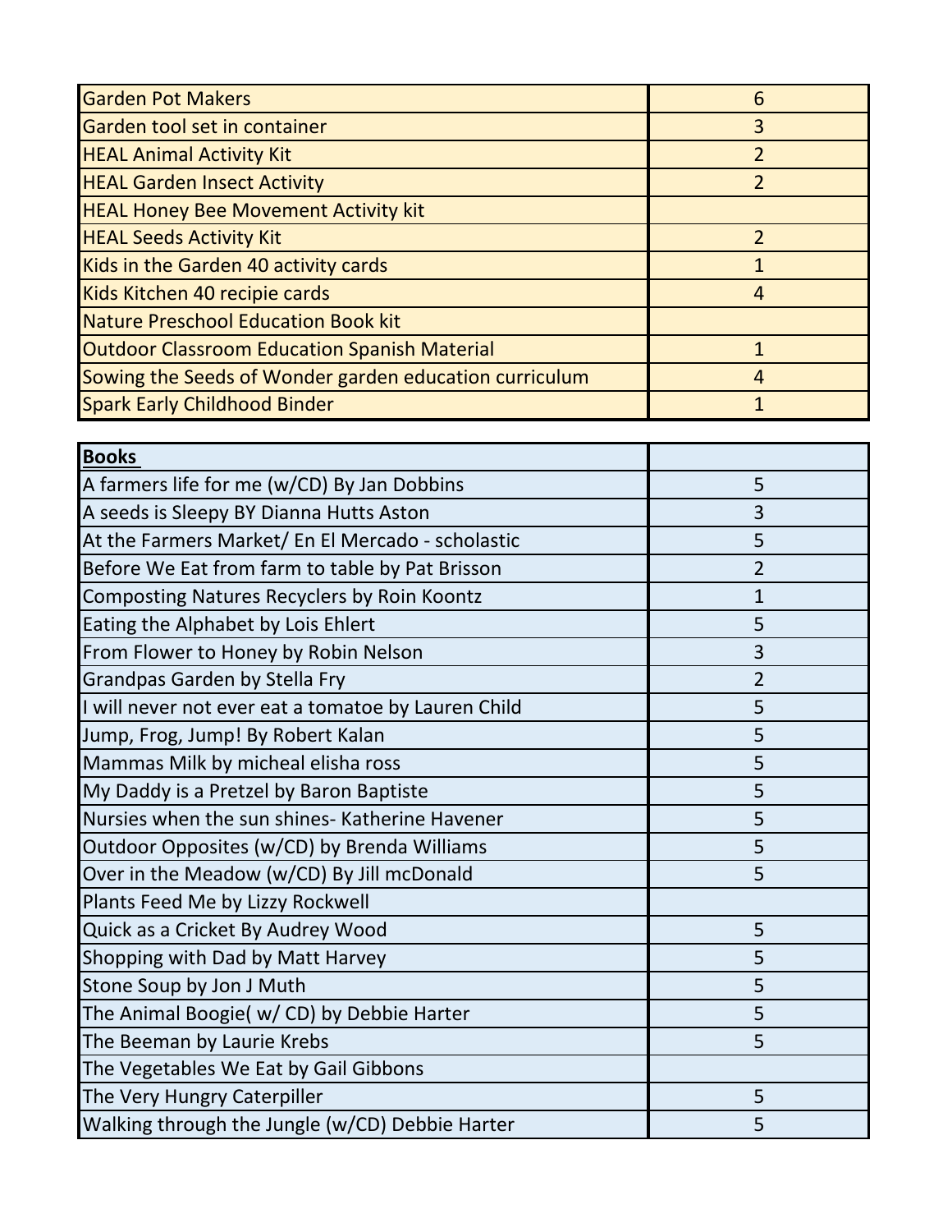| | |
|---|---|
| Garden Pot Makers | 6 |
| Garden tool set in container | 3 |
| HEAL Animal Activity Kit | 2 |
| HEAL Garden Insect Activity | 2 |
| HEAL Honey Bee Movement Activity kit | |
| HEAL Seeds Activity Kit | 2 |
| Kids in the Garden 40 activity cards | 1 |
| Kids Kitchen 40 recipie cards | 4 |
| Nature Preschool Education Book kit | |
| Outdoor Classroom Education Spanish Material | 1 |
| Sowing the Seeds of Wonder garden education curriculum | 4 |
| Spark Early Childhood Binder | 1 |

| **Books** | |
|---|---|
| A farmers life for me (w/CD) By Jan Dobbins | 5 |
| A seeds is Sleepy BY Dianna Hutts Aston | 3 |
| At the Farmers Market/ En El Mercado - scholastic | 5 |
| Before We Eat from farm to table by Pat Brisson | 2 |
| Composting Natures Recyclers by Roin Koontz | 1 |
| Eating the Alphabet by Lois Ehlert | 5 |
| From Flower to Honey by Robin Nelson | 3 |
| Grandpas Garden by Stella Fry | 2 |
| I will never not ever eat a tomatoe by Lauren Child | 5 |
| Jump, Frog, Jump! By Robert Kalan | 5 |
| Mammas Milk by micheal elisha ross | 5 |
| My Daddy is a Pretzel by Baron Baptiste | 5 |
| Nursies when the sun shines- Katherine Havener | 5 |
| Outdoor Opposites (w/CD) by Brenda Williams | 5 |
| Over in the Meadow (w/CD) By Jill mcDonald | 5 |
| Plants Feed Me by Lizzy Rockwell | |
| Quick as a Cricket By Audrey Wood | 5 |
| Shopping with Dad by Matt Harvey | 5 |
| Stone Soup by Jon J Muth | 5 |
| The Animal Boogie( w/ CD) by Debbie Harter | 5 |
| The Beeman by Laurie Krebs | 5 |
| The Vegetables We Eat by Gail Gibbons | |
| The Very Hungry Caterpiller | 5 |
| Walking through the Jungle (w/CD) Debbie Harter | 5 |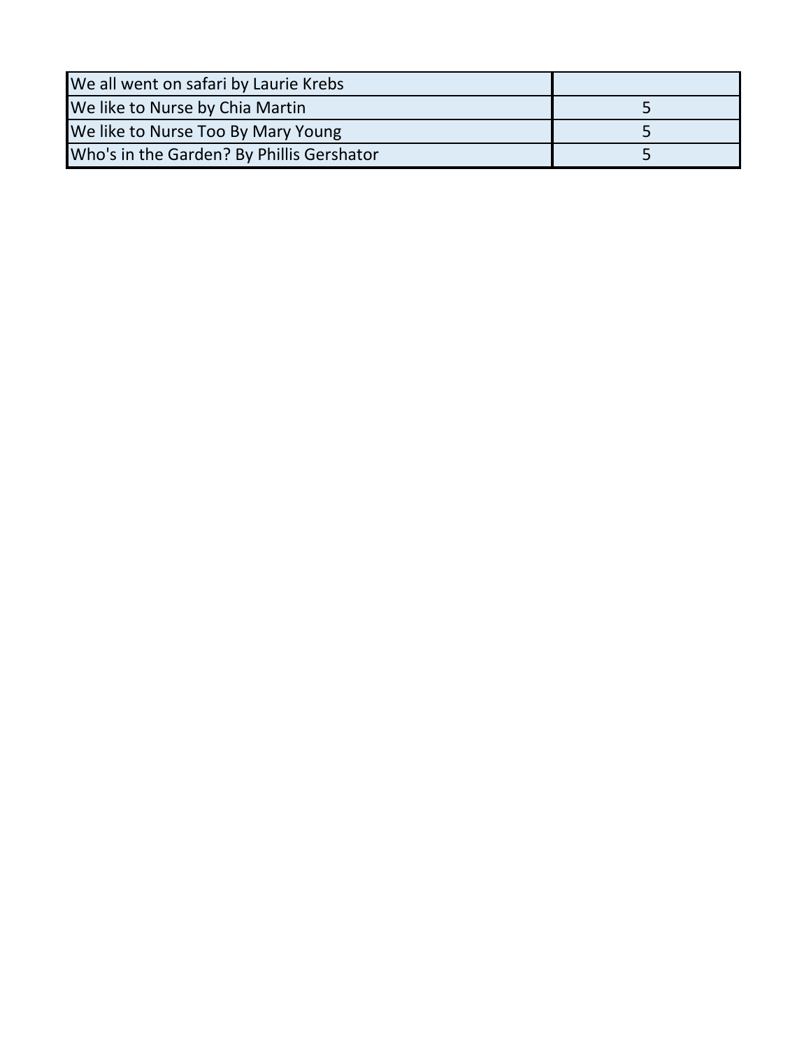| | |
|---|---|
| We all went on safari by Laurie Krebs | |
| We like to Nurse by Chia Martin | 5 |
| We like to Nurse Too By Mary Young | 5 |
| Who's in the Garden? By Phillis Gershator | 5 |